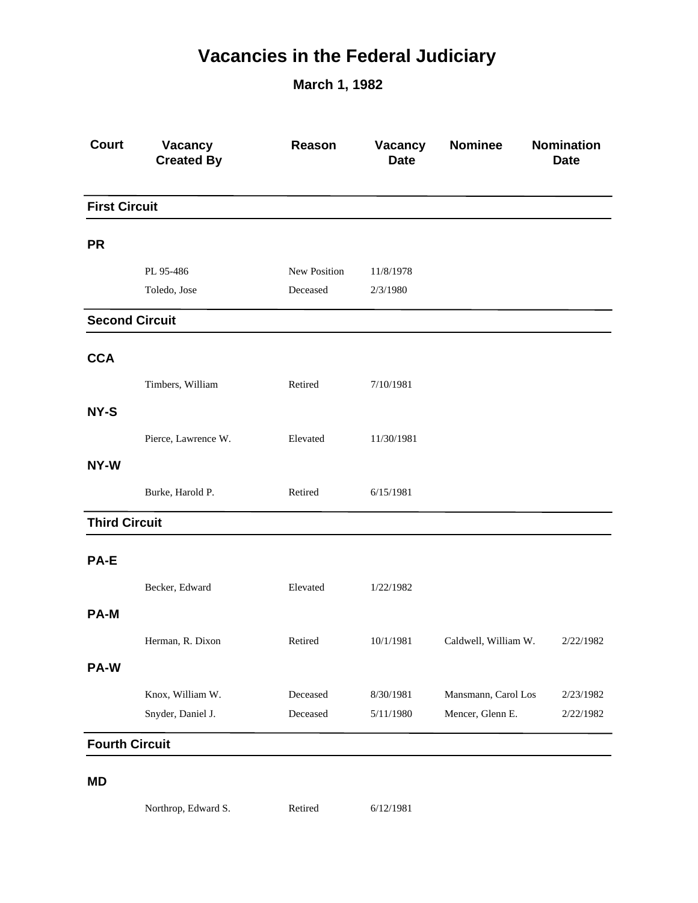# Vacancies in the Federal Judiciary

## March 1, 1982

| Court | Vacancy Created By | Reason | Vacancy Date | Nominee | Nomination Date |
|---|---|---|---|---|---|
| **First Circuit** | | | | | |
| **PR** | | | | | |
| | PL 95-486 | New Position | 11/8/1978 | | |
| | Toledo, Jose | Deceased | 2/3/1980 | | |
| **Second Circuit** | | | | | |
| **CCA** | | | | | |
| | Timbers, William | Retired | 7/10/1981 | | |
| **NY-S** | | | | | |
| | Pierce, Lawrence W. | Elevated | 11/30/1981 | | |
| **NY-W** | | | | | |
| | Burke, Harold P. | Retired | 6/15/1981 | | |
| **Third Circuit** | | | | | |
| **PA-E** | | | | | |
| | Becker, Edward | Elevated | 1/22/1982 | | |
| **PA-M** | | | | | |
| | Herman, R. Dixon | Retired | 10/1/1981 | Caldwell, William W. | 2/22/1982 |
| **PA-W** | | | | | |
| | Knox, William W. | Deceased | 8/30/1981 | Mansmann, Carol Los | 2/23/1982 |
| | Snyder, Daniel J. | Deceased | 5/11/1980 | Mencer, Glenn E. | 2/22/1982 |
| **Fourth Circuit** | | | | | |
| **MD** | | | | | |
| | Northrop, Edward S. | Retired | 6/12/1981 | | |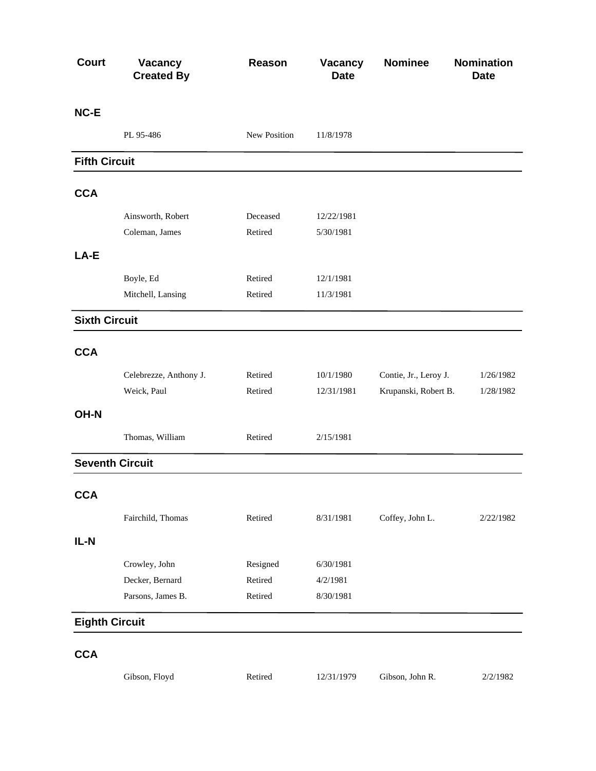| Court | Vacancy Created By | Reason | Vacancy Date | Nominee | Nomination Date |
|---|---|---|---|---|---|
| **NC-E** | | | | | |
| | PL 95-486 | New Position | 11/8/1978 | | |
| **Fifth Circuit** | | | | | |
| **CCA** | | | | | |
| | Ainsworth, Robert | Deceased | 12/22/1981 | | |
| | Coleman, James | Retired | 5/30/1981 | | |
| **LA-E** | | | | | |
| | Boyle, Ed | Retired | 12/1/1981 | | |
| | Mitchell, Lansing | Retired | 11/3/1981 | | |
| **Sixth Circuit** | | | | | |
| **CCA** | | | | | |
| | Celebrezze, Anthony J. | Retired | 10/1/1980 | Contie, Jr., Leroy J. | 1/26/1982 |
| | Weick, Paul | Retired | 12/31/1981 | Krupanski, Robert B. | 1/28/1982 |
| **OH-N** | | | | | |
| | Thomas, William | Retired | 2/15/1981 | | |
| **Seventh Circuit** | | | | | |
| **CCA** | | | | | |
| | Fairchild, Thomas | Retired | 8/31/1981 | Coffey, John L. | 2/22/1982 |
| **IL-N** | | | | | |
| | Crowley, John | Resigned | 6/30/1981 | | |
| | Decker, Bernard | Retired | 4/2/1981 | | |
| | Parsons, James B. | Retired | 8/30/1981 | | |
| **Eighth Circuit** | | | | | |
| **CCA** | | | | | |
| | Gibson, Floyd | Retired | 12/31/1979 | Gibson, John R. | 2/2/1982 |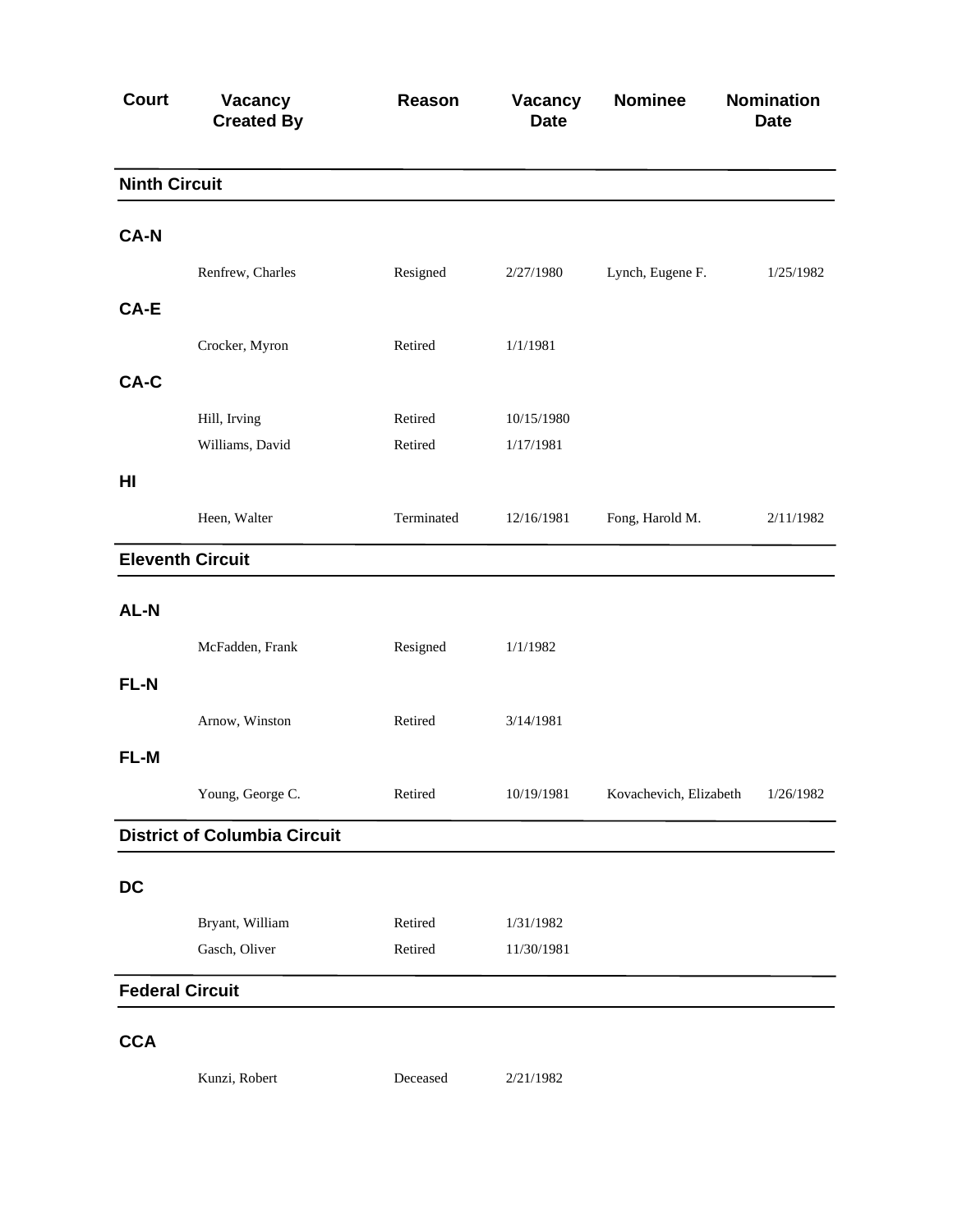| Court | Vacancy Created By | Reason | Vacancy Date | Nominee | Nomination Date |
|---|---|---|---|---|---|
| **Ninth Circuit** | | | | | |
| **CA-N** | | | | | |
| | Renfrew, Charles | Resigned | 2/27/1980 | Lynch, Eugene F. | 1/25/1982 |
| **CA-E** | | | | | |
| | Crocker, Myron | Retired | 1/1/1981 | | |
| **CA-C** | | | | | |
| | Hill, Irving | Retired | 10/15/1980 | | |
| | Williams, David | Retired | 1/17/1981 | | |
| **HI** | | | | | |
| | Heen, Walter | Terminated | 12/16/1981 | Fong, Harold M. | 2/11/1982 |
| **Eleventh Circuit** | | | | | |
| **AL-N** | | | | | |
| | McFadden, Frank | Resigned | 1/1/1982 | | |
| **FL-N** | | | | | |
| | Arnow, Winston | Retired | 3/14/1981 | | |
| **FL-M** | | | | | |
| | Young, George C. | Retired | 10/19/1981 | Kovachevich, Elizabeth | 1/26/1982 |
| **District of Columbia Circuit** | | | | | |
| **DC** | | | | | |
| | Bryant, William | Retired | 1/31/1982 | | |
| | Gasch, Oliver | Retired | 11/30/1981 | | |
| **Federal Circuit** | | | | | |
| **CCA** | | | | | |
| | Kunzi, Robert | Deceased | 2/21/1982 | | |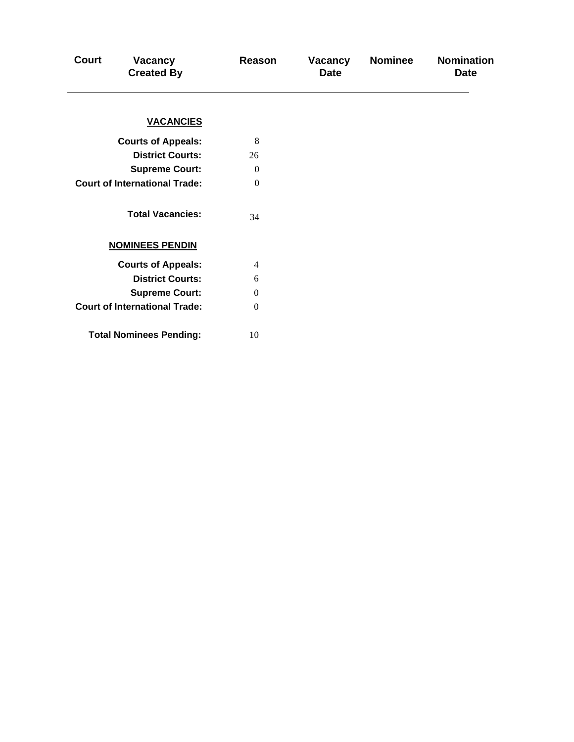| Court | Vacancy Created By | Reason | Vacancy Date | Nominee | Nomination Date |
| --- | --- | --- | --- | --- | --- |

**VACANCIES**

| | |
| --- | --- |
| **Courts of Appeals:** | 8 |
| **District Courts:** | 26 |
| **Supreme Court:** | 0 |
| **Court of International Trade:** | 0 |
| **Total Vacancies:** | 34 |

**NOMINEES PENDIN**

| | |
| --- | --- |
| **Courts of Appeals:** | 4 |
| **District Courts:** | 6 |
| **Supreme Court:** | 0 |
| **Court of International Trade:** | 0 |
| **Total Nominees Pending:** | 10 |